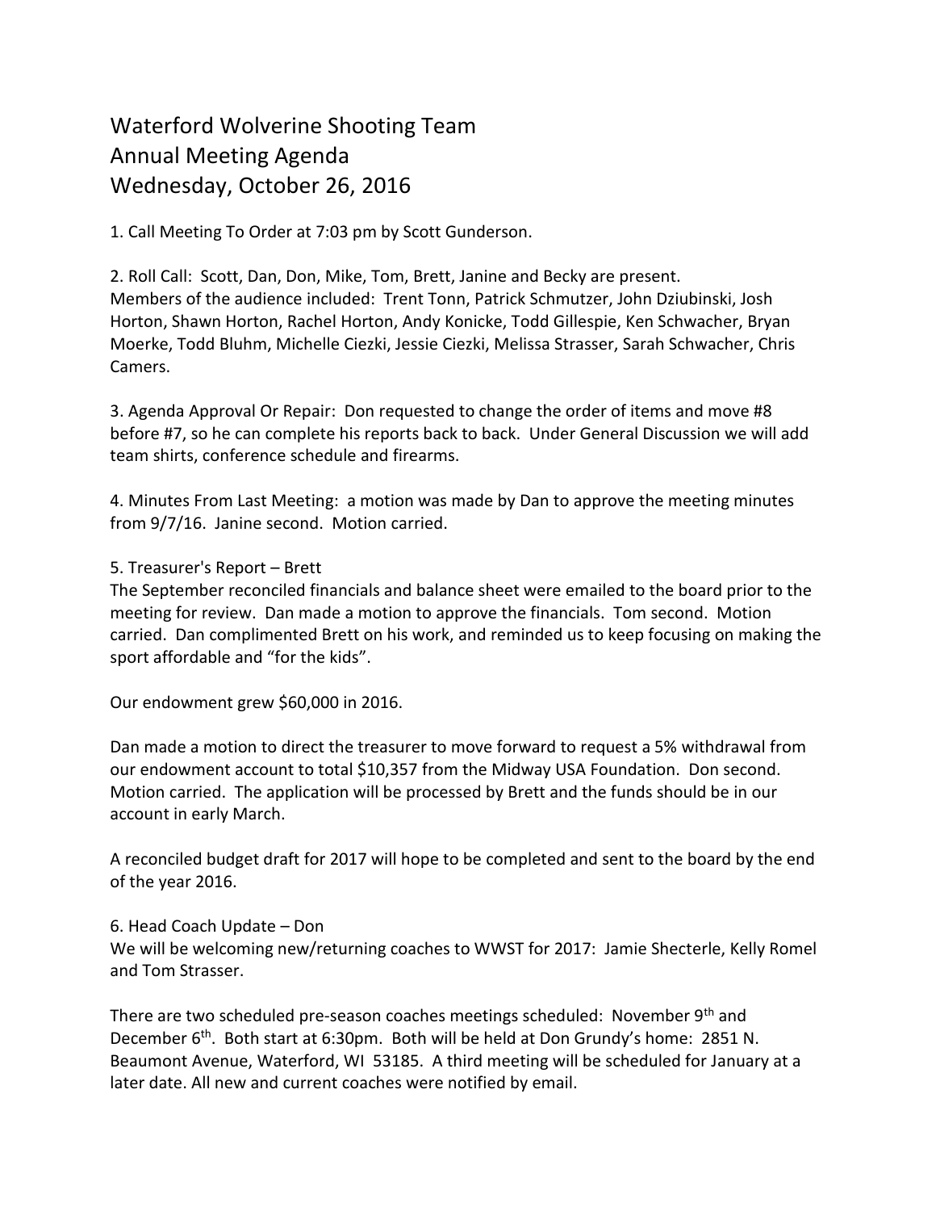# Waterford Wolverine Shooting Team
## Annual Meeting Agenda
## Wednesday, October 26, 2016

1. Call Meeting To Order at 7:03 pm by Scott Gunderson.

2. Roll Call: Scott, Dan, Don, Mike, Tom, Brett, Janine and Becky are present. Members of the audience included: Trent Tonn, Patrick Schmutzer, John Dziubinski, Josh Horton, Shawn Horton, Rachel Horton, Andy Konicke, Todd Gillespie, Ken Schwacher, Bryan Moerke, Todd Bluhm, Michelle Ciezki, Jessie Ciezki, Melissa Strasser, Sarah Schwacher, Chris Camers.

3. Agenda Approval Or Repair: Don requested to change the order of items and move #8 before #7, so he can complete his reports back to back. Under General Discussion we will add team shirts, conference schedule and firearms.

4. Minutes From Last Meeting: a motion was made by Dan to approve the meeting minutes from 9/7/16. Janine second. Motion carried.

5. Treasurer's Report – Brett
The September reconciled financials and balance sheet were emailed to the board prior to the meeting for review. Dan made a motion to approve the financials. Tom second. Motion carried. Dan complimented Brett on his work, and reminded us to keep focusing on making the sport affordable and "for the kids".

Our endowment grew $60,000 in 2016.

Dan made a motion to direct the treasurer to move forward to request a 5% withdrawal from our endowment account to total $10,357 from the Midway USA Foundation. Don second. Motion carried. The application will be processed by Brett and the funds should be in our account in early March.

A reconciled budget draft for 2017 will hope to be completed and sent to the board by the end of the year 2016.

6. Head Coach Update – Don
We will be welcoming new/returning coaches to WWST for 2017: Jamie Shecterle, Kelly Romel and Tom Strasser.

There are two scheduled pre-season coaches meetings scheduled: November 9th and December 6th. Both start at 6:30pm. Both will be held at Don Grundy's home: 2851 N. Beaumont Avenue, Waterford, WI 53185. A third meeting will be scheduled for January at a later date. All new and current coaches were notified by email.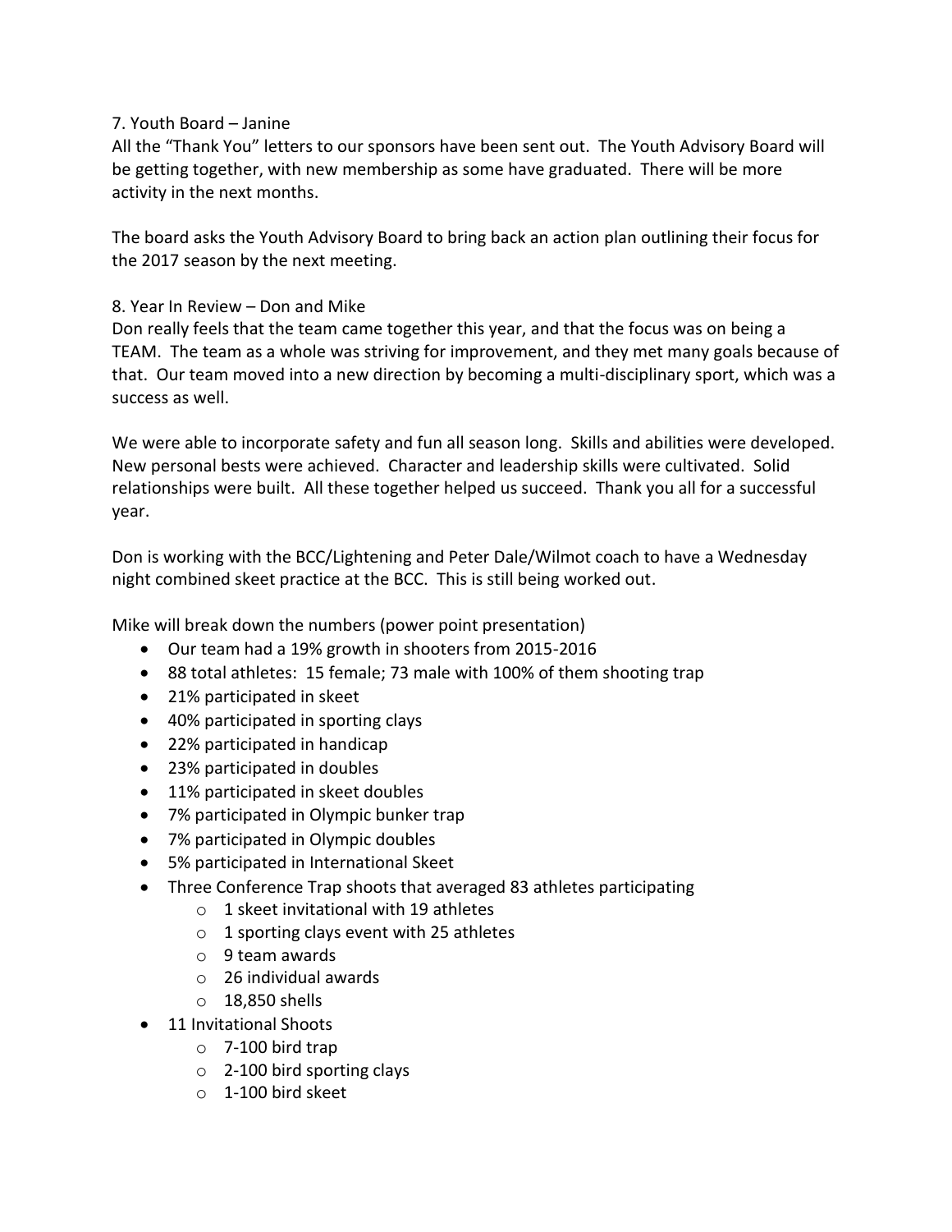7. Youth Board – Janine

All the "Thank You" letters to our sponsors have been sent out. The Youth Advisory Board will be getting together, with new membership as some have graduated. There will be more activity in the next months.

The board asks the Youth Advisory Board to bring back an action plan outlining their focus for the 2017 season by the next meeting.

8. Year In Review – Don and Mike

Don really feels that the team came together this year, and that the focus was on being a TEAM. The team as a whole was striving for improvement, and they met many goals because of that. Our team moved into a new direction by becoming a multi-disciplinary sport, which was a success as well.

We were able to incorporate safety and fun all season long. Skills and abilities were developed. New personal bests were achieved. Character and leadership skills were cultivated. Solid relationships were built. All these together helped us succeed. Thank you all for a successful year.

Don is working with the BCC/Lightening and Peter Dale/Wilmot coach to have a Wednesday night combined skeet practice at the BCC. This is still being worked out.

Mike will break down the numbers (power point presentation)

- Our team had a 19% growth in shooters from 2015-2016
- 88 total athletes: 15 female; 73 male with 100% of them shooting trap
- 21% participated in skeet
- 40% participated in sporting clays
- 22% participated in handicap
- 23% participated in doubles
- 11% participated in skeet doubles
- 7% participated in Olympic bunker trap
- 7% participated in Olympic doubles
- 5% participated in International Skeet
- Three Conference Trap shoots that averaged 83 athletes participating
    - 1 skeet invitational with 19 athletes
    - 1 sporting clays event with 25 athletes
    - 9 team awards
    - 26 individual awards
    - 18,850 shells
- 11 Invitational Shoots
    - 7-100 bird trap
    - 2-100 bird sporting clays
    - 1-100 bird skeet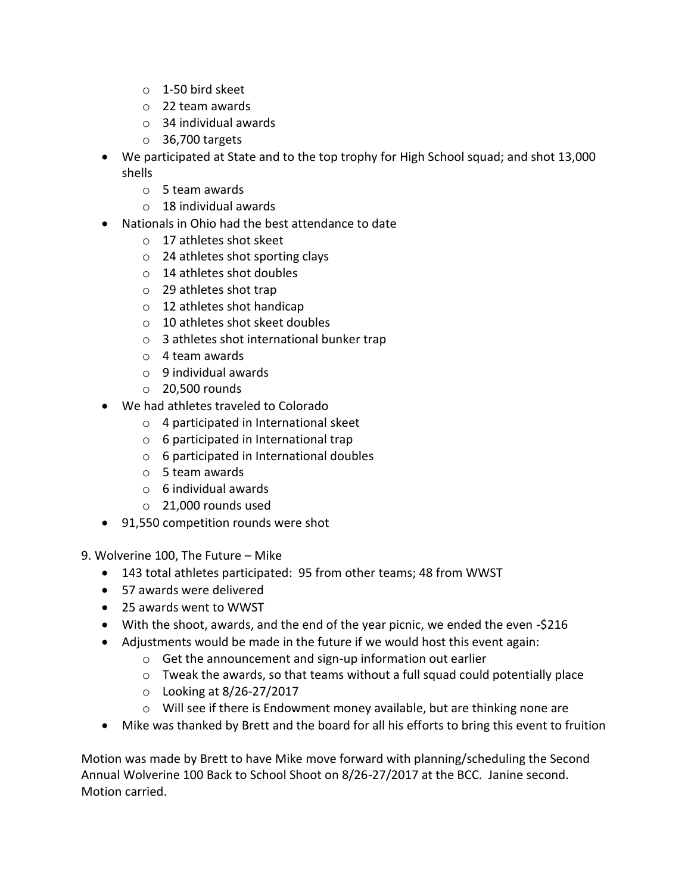- 1-50 bird skeet
  - 22 team awards
  - 34 individual awards
  - 36,700 targets
- We participated at State and to the top trophy for High School squad; and shot 13,000 shells
  - 5 team awards
  - 18 individual awards
- Nationals in Ohio had the best attendance to date
  - 17 athletes shot skeet
  - 24 athletes shot sporting clays
  - 14 athletes shot doubles
  - 29 athletes shot trap
  - 12 athletes shot handicap
  - 10 athletes shot skeet doubles
  - 3 athletes shot international bunker trap
  - 4 team awards
  - 9 individual awards
  - 20,500 rounds
- We had athletes traveled to Colorado
  - 4 participated in International skeet
  - 6 participated in International trap
  - 6 participated in International doubles
  - 5 team awards
  - 6 individual awards
  - 21,000 rounds used
- 91,550 competition rounds were shot

9. Wolverine 100, The Future – Mike

- 143 total athletes participated: 95 from other teams; 48 from WWST
- 57 awards were delivered
- 25 awards went to WWST
- With the shoot, awards, and the end of the year picnic, we ended the even -$216
- Adjustments would be made in the future if we would host this event again:
  - Get the announcement and sign-up information out earlier
  - Tweak the awards, so that teams without a full squad could potentially place
  - Looking at 8/26-27/2017
  - Will see if there is Endowment money available, but are thinking none are
- Mike was thanked by Brett and the board for all his efforts to bring this event to fruition

Motion was made by Brett to have Mike move forward with planning/scheduling the Second Annual Wolverine 100 Back to School Shoot on 8/26-27/2017 at the BCC. Janine second. Motion carried.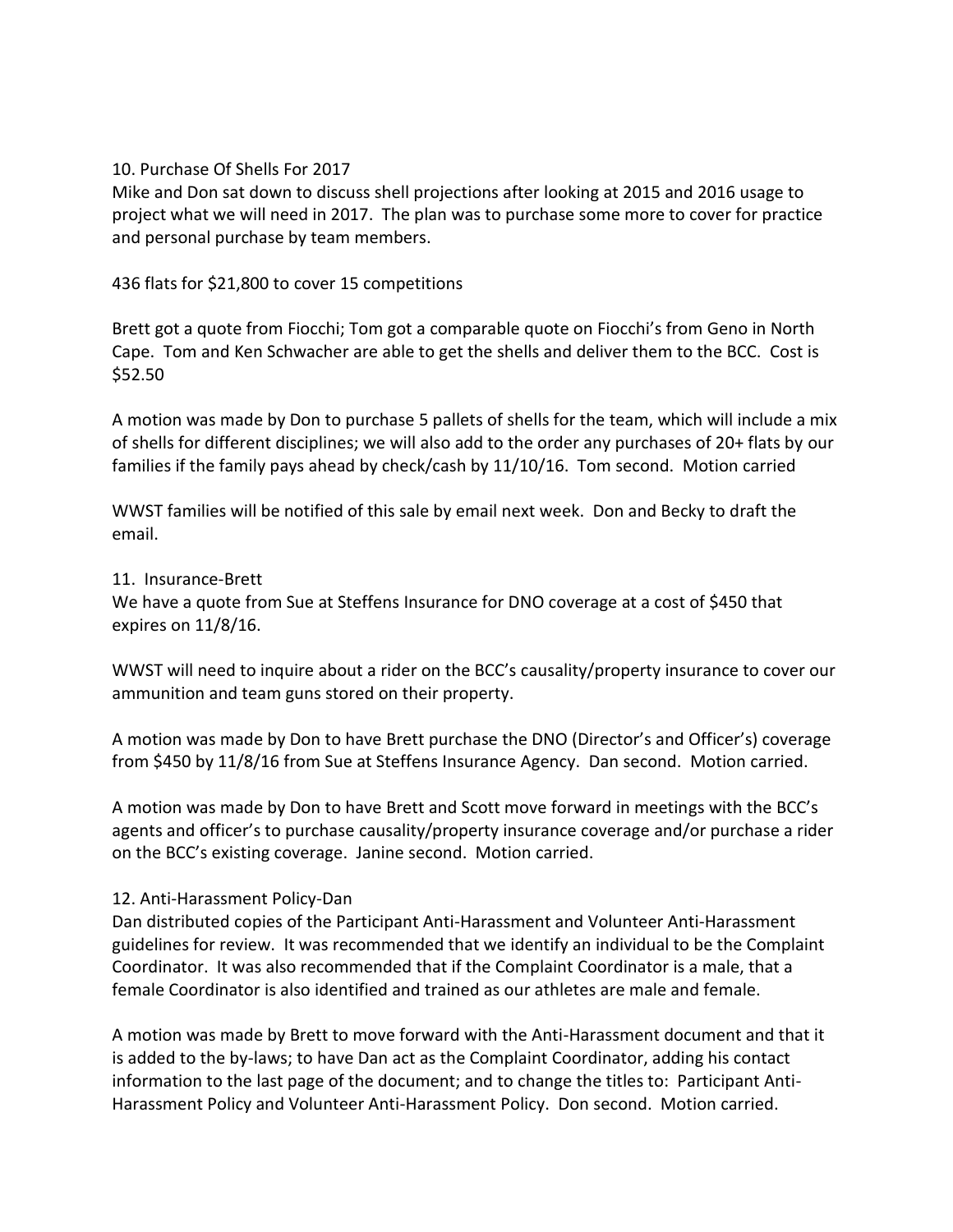10. Purchase Of Shells For 2017

Mike and Don sat down to discuss shell projections after looking at 2015 and 2016 usage to project what we will need in 2017. The plan was to purchase some more to cover for practice and personal purchase by team members.

436 flats for $21,800 to cover 15 competitions

Brett got a quote from Fiocchi; Tom got a comparable quote on Fiocchi's from Geno in North Cape. Tom and Ken Schwacher are able to get the shells and deliver them to the BCC. Cost is $52.50

A motion was made by Don to purchase 5 pallets of shells for the team, which will include a mix of shells for different disciplines; we will also add to the order any purchases of 20+ flats by our families if the family pays ahead by check/cash by 11/10/16. Tom second. Motion carried

WWST families will be notified of this sale by email next week. Don and Becky to draft the email.

11. Insurance-Brett

We have a quote from Sue at Steffens Insurance for DNO coverage at a cost of $450 that expires on 11/8/16.

WWST will need to inquire about a rider on the BCC's causality/property insurance to cover our ammunition and team guns stored on their property.

A motion was made by Don to have Brett purchase the DNO (Director's and Officer's) coverage from $450 by 11/8/16 from Sue at Steffens Insurance Agency. Dan second. Motion carried.

A motion was made by Don to have Brett and Scott move forward in meetings with the BCC's agents and officer's to purchase causality/property insurance coverage and/or purchase a rider on the BCC's existing coverage. Janine second. Motion carried.

12. Anti-Harassment Policy-Dan

Dan distributed copies of the Participant Anti-Harassment and Volunteer Anti-Harassment guidelines for review. It was recommended that we identify an individual to be the Complaint Coordinator. It was also recommended that if the Complaint Coordinator is a male, that a female Coordinator is also identified and trained as our athletes are male and female.

A motion was made by Brett to move forward with the Anti-Harassment document and that it is added to the by-laws; to have Dan act as the Complaint Coordinator, adding his contact information to the last page of the document; and to change the titles to: Participant Anti-Harassment Policy and Volunteer Anti-Harassment Policy. Don second. Motion carried.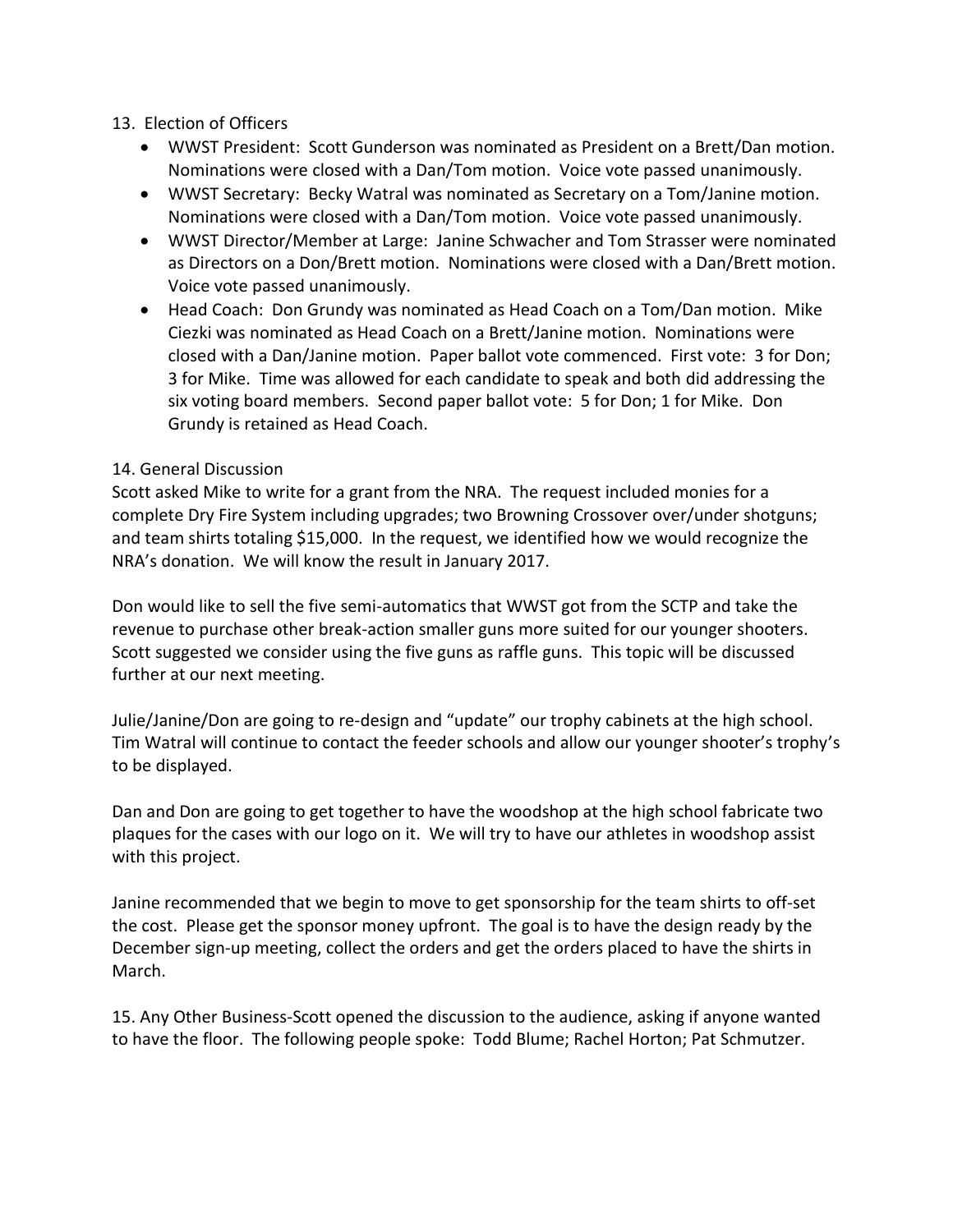13. Election of Officers

- WWST President: Scott Gunderson was nominated as President on a Brett/Dan motion. Nominations were closed with a Dan/Tom motion. Voice vote passed unanimously.
- WWST Secretary: Becky Watral was nominated as Secretary on a Tom/Janine motion. Nominations were closed with a Dan/Tom motion. Voice vote passed unanimously.
- WWST Director/Member at Large: Janine Schwacher and Tom Strasser were nominated as Directors on a Don/Brett motion. Nominations were closed with a Dan/Brett motion. Voice vote passed unanimously.
- Head Coach: Don Grundy was nominated as Head Coach on a Tom/Dan motion. Mike Ciezki was nominated as Head Coach on a Brett/Janine motion. Nominations were closed with a Dan/Janine motion. Paper ballot vote commenced. First vote: 3 for Don; 3 for Mike. Time was allowed for each candidate to speak and both did addressing the six voting board members. Second paper ballot vote: 5 for Don; 1 for Mike. Don Grundy is retained as Head Coach.

14. General Discussion

Scott asked Mike to write for a grant from the NRA. The request included monies for a complete Dry Fire System including upgrades; two Browning Crossover over/under shotguns; and team shirts totaling $15,000. In the request, we identified how we would recognize the NRA's donation. We will know the result in January 2017.

Don would like to sell the five semi-automatics that WWST got from the SCTP and take the revenue to purchase other break-action smaller guns more suited for our younger shooters. Scott suggested we consider using the five guns as raffle guns. This topic will be discussed further at our next meeting.

Julie/Janine/Don are going to re-design and "update" our trophy cabinets at the high school. Tim Watral will continue to contact the feeder schools and allow our younger shooter's trophy's to be displayed.

Dan and Don are going to get together to have the woodshop at the high school fabricate two plaques for the cases with our logo on it. We will try to have our athletes in woodshop assist with this project.

Janine recommended that we begin to move to get sponsorship for the team shirts to off-set the cost. Please get the sponsor money upfront. The goal is to have the design ready by the December sign-up meeting, collect the orders and get the orders placed to have the shirts in March.

15. Any Other Business-Scott opened the discussion to the audience, asking if anyone wanted to have the floor. The following people spoke: Todd Blume; Rachel Horton; Pat Schmutzer.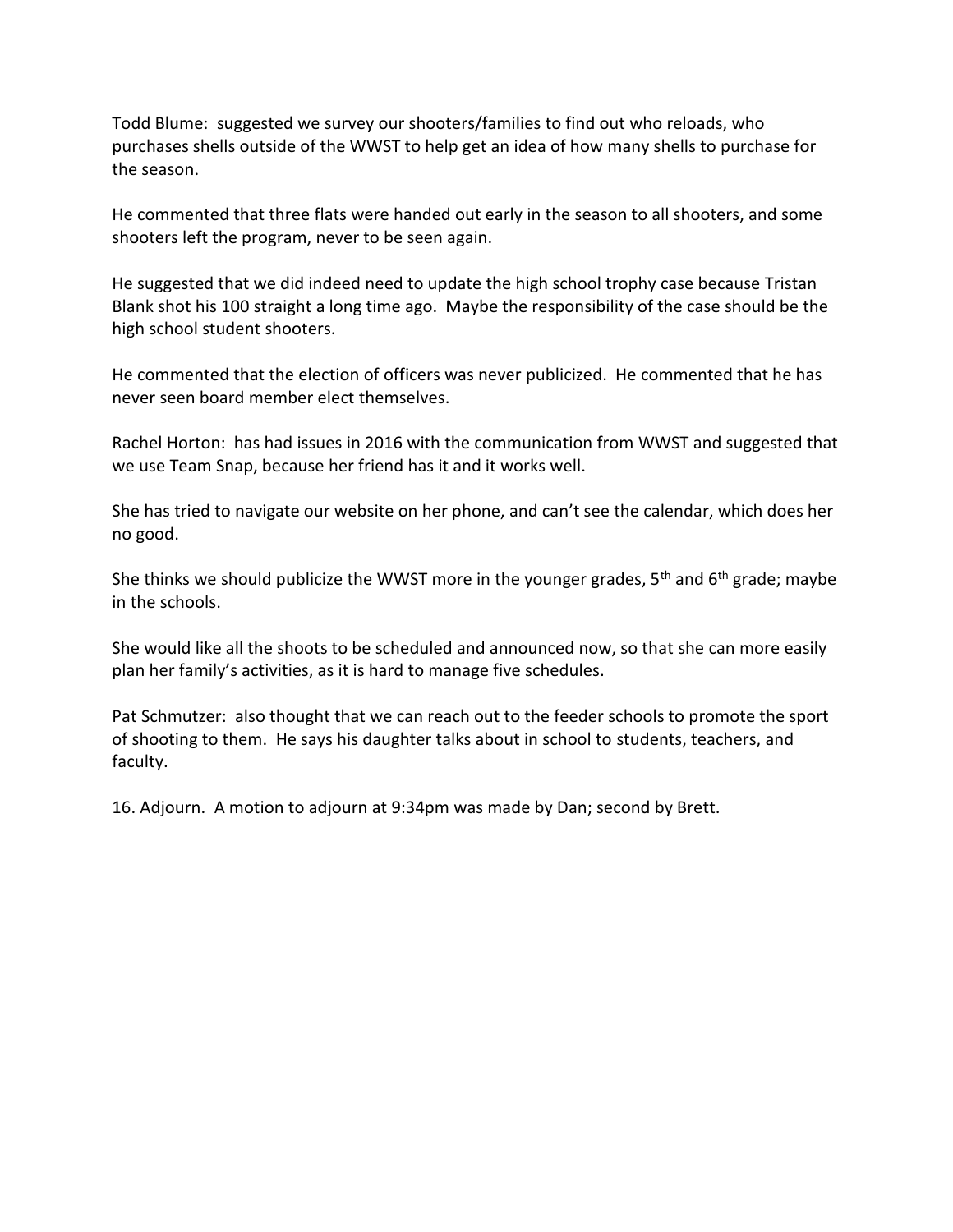Todd Blume: suggested we survey our shooters/families to find out who reloads, who purchases shells outside of the WWST to help get an idea of how many shells to purchase for the season.

He commented that three flats were handed out early in the season to all shooters, and some shooters left the program, never to be seen again.

He suggested that we did indeed need to update the high school trophy case because Tristan Blank shot his 100 straight a long time ago. Maybe the responsibility of the case should be the high school student shooters.

He commented that the election of officers was never publicized. He commented that he has never seen board member elect themselves.

Rachel Horton: has had issues in 2016 with the communication from WWST and suggested that we use Team Snap, because her friend has it and it works well.

She has tried to navigate our website on her phone, and can't see the calendar, which does her no good.

She thinks we should publicize the WWST more in the younger grades, 5th and 6th grade; maybe in the schools.

She would like all the shoots to be scheduled and announced now, so that she can more easily plan her family's activities, as it is hard to manage five schedules.

Pat Schmutzer: also thought that we can reach out to the feeder schools to promote the sport of shooting to them. He says his daughter talks about in school to students, teachers, and faculty.

16. Adjourn. A motion to adjourn at 9:34pm was made by Dan; second by Brett.